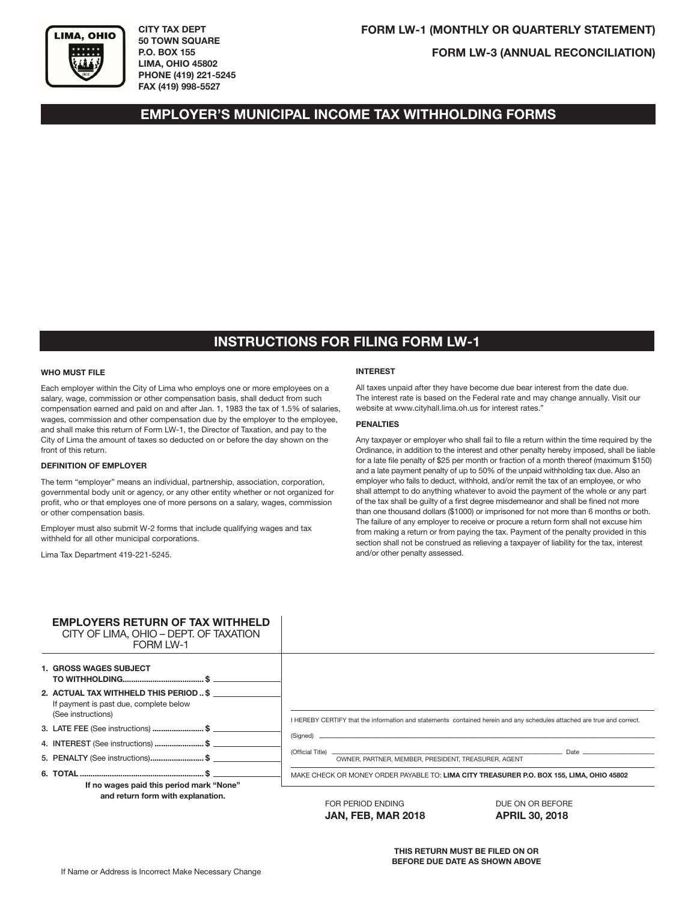LIMA, OHIO

CITY TAX DEPT
50 TOWN SQUARE
P.O. BOX 155
LIMA, OHIO 45802
PHONE (419) 221-5245
FAX (419) 998-5527

**FORM LW-1 (MONTHLY OR QUARTERLY STATEMENT)**

**FORM LW-3 (ANNUAL RECONCILIATION)**

# EMPLOYER'S MUNICIPAL INCOME TAX WITHHOLDING FORMS

# INSTRUCTIONS FOR FILING FORM LW-1

### WHO MUST FILE

Each employer within the City of Lima who employs one or more employees on a salary, wage, commission or other compensation basis, shall deduct from such compensation earned and paid on and after Jan. 1, 1983 the tax of 1.5% of salaries, wages, commission and other compensation due by the employer to the employee, and shall make this return of Form LW-1, the Director of Taxation, and pay to the City of Lima the amount of taxes so deducted on or before the day shown on the front of this return.

### DEFINITION OF EMPLOYER

The term "employer" means an individual, partnership, association, corporation, governmental body unit or agency, or any other entity whether or not organized for profit, who or that employes one of more persons on a salary, wages, commission or other compensation basis.

Employer must also submit W-2 forms that include qualifying wages and tax withheld for all other municipal corporations.

Lima Tax Department 419-221-5245.

### INTEREST

All taxes unpaid after they have become due bear interest from the date due. The interest rate is based on the Federal rate and may change annually. Visit our website at www.cityhall.lima.oh.us for interest rates."

### PENALTIES

Any taxpayer or employer who shall fail to file a return within the time required by the Ordinance, in addition to the interest and other penalty hereby imposed, shall be liable for a late file penalty of $25 per month or fraction of a month thereof (maximum $150) and a late payment penalty of up to 50% of the unpaid withholding tax due. Also an employer who fails to deduct, withhold, and/or remit the tax of an employee, or who shall attempt to do anything whatever to avoid the payment of the whole or any part of the tax shall be guilty of a first degree misdemeanor and shall be fined not more than one thousand dollars ($1000) or imprisoned for not more than 6 months or both. The failure of any employer to receive or procure a return form shall not excuse him from making a return or from paying the tax. Payment of the penalty provided in this section shall not be construed as relieving a taxpayer of liability for the tax, interest and/or other penalty assessed.

## EMPLOYERS RETURN OF TAX WITHHELD

CITY OF LIMA, OHIO – DEPT. OF TAXATION
FORM LW-1

1. **GROSS WAGES SUBJECT TO WITHHOLDING....................................... $** ______________
2. **ACTUAL TAX WITHHELD THIS PERIOD .. $** ______________
   If payment is past due, complete below (See instructions)
3. **LATE FEE** (See instructions) **........................ $** ______________
4. **INTEREST** (See instructions) **....................... $** ______________
5. **PENALTY** (See instructions)**......................... $** ______________
6. **TOTAL ........................................................... $** ______________

**If no wages paid this period mark "None" and return form with explanation.**

I HEREBY CERTIFY that the information and statements contained herein and any schedules attached are true and correct.

(Signed) ______________________________________________

(Official Title) ______________________________________ Date ______________
OWNER, PARTNER, MEMBER, PRESIDENT, TREASURER, AGENT

MAKE CHECK OR MONEY ORDER PAYABLE TO: **LIMA CITY TREASURER P.O. BOX 155, LIMA, OHIO 45802**

FOR PERIOD ENDING
**JAN, FEB, MAR 2018**

DUE ON OR BEFORE
**APRIL 30, 2018**

**THIS RETURN MUST BE FILED ON OR BEFORE DUE DATE AS SHOWN ABOVE**

If Name or Address is Incorrect Make Necessary Change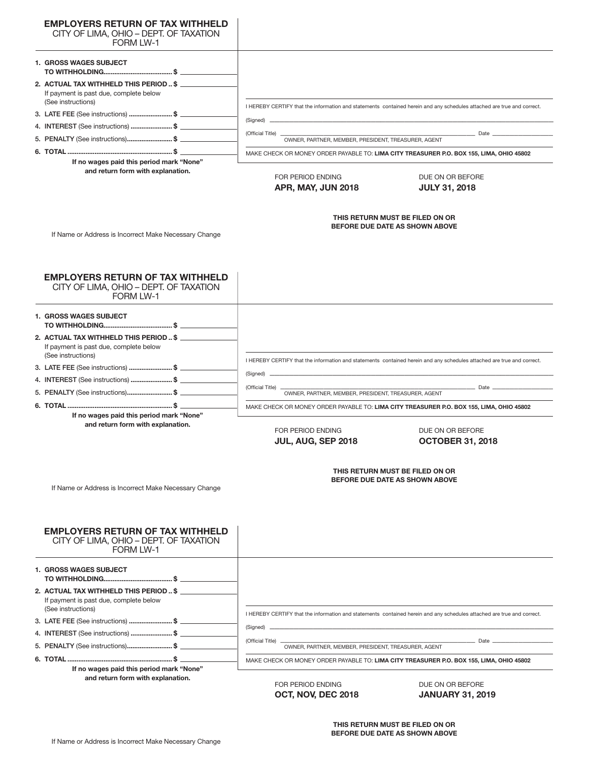## EMPLOYERS RETURN OF TAX WITHHELD

CITY OF LIMA, OHIO – DEPT. OF TAXATION
FORM LW-1

1. **GROSS WAGES SUBJECT TO WITHHOLDING..................................... $** ______________
2. **ACTUAL TAX WITHHELD THIS PERIOD .. $** ______________
   If payment is past due, complete below (See instructions)
3. **LATE FEE** (See instructions) ....................... **$** ______________
4. **INTEREST** (See instructions) ...................... **$** ______________
5. **PENALTY** (See instructions)........................ **$** ______________
6. **TOTAL** .......................................................... **$** ______________

**If no wages paid this period mark "None" and return form with explanation.**

I HEREBY CERTIFY that the information and statements contained herein and any schedules attached are true and correct.

(Signed) ______________________________________________

(Official Title) ______________________________ Date ______________
OWNER, PARTNER, MEMBER, PRESIDENT, TREASURER, AGENT

MAKE CHECK OR MONEY ORDER PAYABLE TO: **LIMA CITY TREASURER P.O. BOX 155, LIMA, OHIO 45802**

| FOR PERIOD ENDING | DUE ON OR BEFORE |
| --- | --- |
| **APR, MAY, JUN 2018** | **JULY 31, 2018** |

**THIS RETURN MUST BE FILED ON OR BEFORE DUE DATE AS SHOWN ABOVE**

If Name or Address is Incorrect Make Necessary Change

## EMPLOYERS RETURN OF TAX WITHHELD

CITY OF LIMA, OHIO – DEPT. OF TAXATION
FORM LW-1

1. **GROSS WAGES SUBJECT TO WITHHOLDING..................................... $** ______________
2. **ACTUAL TAX WITHHELD THIS PERIOD .. $** ______________
   If payment is past due, complete below (See instructions)
3. **LATE FEE** (See instructions) ....................... **$** ______________
4. **INTEREST** (See instructions) ...................... **$** ______________
5. **PENALTY** (See instructions)........................ **$** ______________
6. **TOTAL** .......................................................... **$** ______________

**If no wages paid this period mark "None" and return form with explanation.**

I HEREBY CERTIFY that the information and statements contained herein and any schedules attached are true and correct.

(Signed) ______________________________________________

(Official Title) ______________________________ Date ______________
OWNER, PARTNER, MEMBER, PRESIDENT, TREASURER, AGENT

MAKE CHECK OR MONEY ORDER PAYABLE TO: **LIMA CITY TREASURER P.O. BOX 155, LIMA, OHIO 45802**

| FOR PERIOD ENDING | DUE ON OR BEFORE |
| --- | --- |
| **JUL, AUG, SEP 2018** | **OCTOBER 31, 2018** |

**THIS RETURN MUST BE FILED ON OR BEFORE DUE DATE AS SHOWN ABOVE**

If Name or Address is Incorrect Make Necessary Change

## EMPLOYERS RETURN OF TAX WITHHELD

CITY OF LIMA, OHIO – DEPT. OF TAXATION
FORM LW-1

1. **GROSS WAGES SUBJECT TO WITHHOLDING..................................... $** ______________
2. **ACTUAL TAX WITHHELD THIS PERIOD .. $** ______________
   If payment is past due, complete below (See instructions)
3. **LATE FEE** (See instructions) ....................... **$** ______________
4. **INTEREST** (See instructions) ...................... **$** ______________
5. **PENALTY** (See instructions)........................ **$** ______________
6. **TOTAL** .......................................................... **$** ______________

**If no wages paid this period mark "None" and return form with explanation.**

I HEREBY CERTIFY that the information and statements contained herein and any schedules attached are true and correct.

(Signed) ______________________________________________

(Official Title) ______________________________ Date ______________
OWNER, PARTNER, MEMBER, PRESIDENT, TREASURER, AGENT

MAKE CHECK OR MONEY ORDER PAYABLE TO: **LIMA CITY TREASURER P.O. BOX 155, LIMA, OHIO 45802**

| FOR PERIOD ENDING | DUE ON OR BEFORE |
| --- | --- |
| **OCT, NOV, DEC 2018** | **JANUARY 31, 2019** |

**THIS RETURN MUST BE FILED ON OR BEFORE DUE DATE AS SHOWN ABOVE**

If Name or Address is Incorrect Make Necessary Change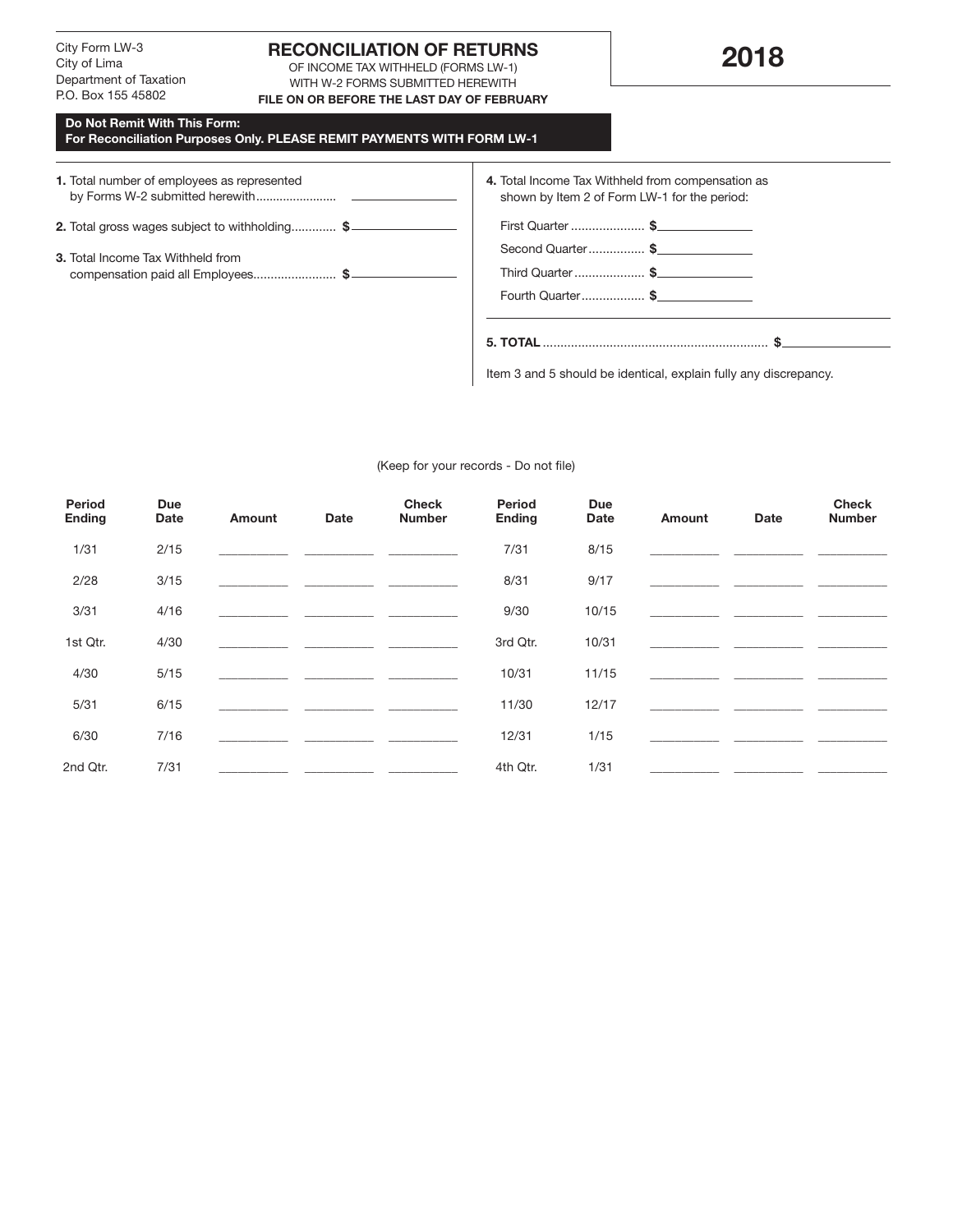City Form LW-3
City of Lima
Department of Taxation
P.O. Box 155 45802

# RECONCILIATION OF RETURNS

OF INCOME TAX WITHHELD (FORMS LW-1)
WITH W-2 FORMS SUBMITTED HEREWITH
**FILE ON OR BEFORE THE LAST DAY OF FEBRUARY**

# 2018

**Do Not Remit With This Form:**
**For Reconciliation Purposes Only. PLEASE REMIT PAYMENTS WITH FORM LW-1**

**1.** Total number of employees as represented by Forms W-2 submitted herewith........................ ____________

**2.** Total gross wages subject to withholding............. $____________

**3.** Total Income Tax Withheld from compensation paid all Employees........................ $____________

**4.** Total Income Tax Withheld from compensation as shown by Item 2 of Form LW-1 for the period:

First Quarter ..................... $____________

Second Quarter ................ $____________

Third Quarter .................... $____________

Fourth Quarter .................. $____________

**5. TOTAL** ................................................................ $____________

Item 3 and 5 should be identical, explain fully any discrepancy.

(Keep for your records - Do not file)

| Period Ending | Due Date | Amount | Date | Check Number | Period Ending | Due Date | Amount | Date | Check Number |
|---|---|---|---|---|---|---|---|---|---|
| 1/31 | 2/15 | | | | 7/31 | 8/15 | | | |
| 2/28 | 3/15 | | | | 8/31 | 9/17 | | | |
| 3/31 | 4/16 | | | | 9/30 | 10/15 | | | |
| 1st Qtr. | 4/30 | | | | 3rd Qtr. | 10/31 | | | |
| 4/30 | 5/15 | | | | 10/31 | 11/15 | | | |
| 5/31 | 6/15 | | | | 11/30 | 12/17 | | | |
| 6/30 | 7/16 | | | | 12/31 | 1/15 | | | |
| 2nd Qtr. | 7/31 | | | | 4th Qtr. | 1/31 | | | |